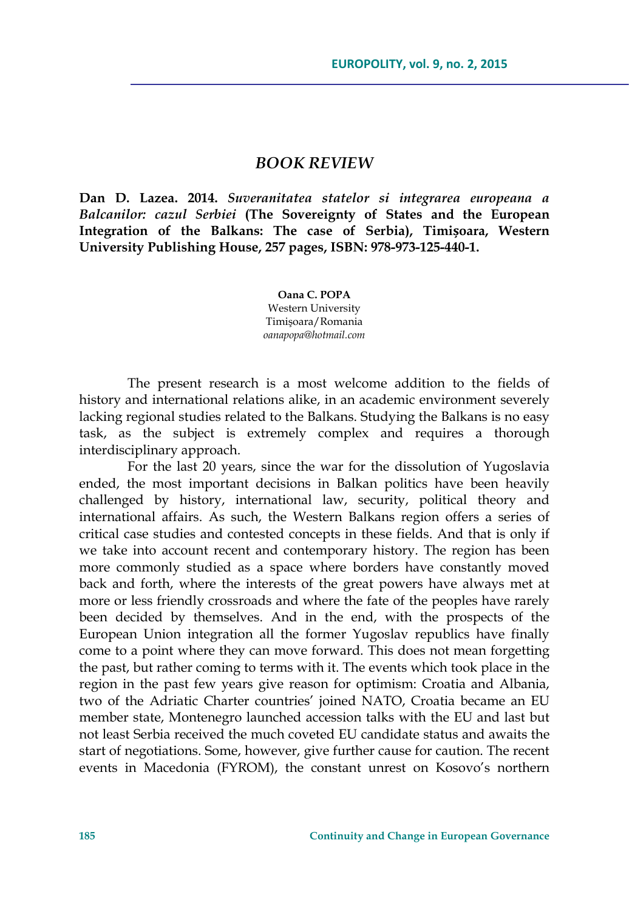# *BOOK REVIEW*

**Dan D. Lazea. 2014.** ***Suveranitatea statelor si integrarea europeana a Balcanilor: cazul Serbiei*** **(The Sovereignty of States and the European Integration of the Balkans: The case of Serbia), Timișoara, Western University Publishing House, 257 pages, ISBN: 978-973-125-440-1.**

**Oana C. POPA**
Western University
Timişoara/Romania
*oanapopa@hotmail.com*

The present research is a most welcome addition to the fields of history and international relations alike, in an academic environment severely lacking regional studies related to the Balkans. Studying the Balkans is no easy task, as the subject is extremely complex and requires a thorough interdisciplinary approach.

For the last 20 years, since the war for the dissolution of Yugoslavia ended, the most important decisions in Balkan politics have been heavily challenged by history, international law, security, political theory and international affairs. As such, the Western Balkans region offers a series of critical case studies and contested concepts in these fields. And that is only if we take into account recent and contemporary history. The region has been more commonly studied as a space where borders have constantly moved back and forth, where the interests of the great powers have always met at more or less friendly crossroads and where the fate of the peoples have rarely been decided by themselves. And in the end, with the prospects of the European Union integration all the former Yugoslav republics have finally come to a point where they can move forward. This does not mean forgetting the past, but rather coming to terms with it. The events which took place in the region in the past few years give reason for optimism: Croatia and Albania, two of the Adriatic Charter countries' joined NATO, Croatia became an EU member state, Montenegro launched accession talks with the EU and last but not least Serbia received the much coveted EU candidate status and awaits the start of negotiations. Some, however, give further cause for caution. The recent events in Macedonia (FYROM), the constant unrest on Kosovo's northern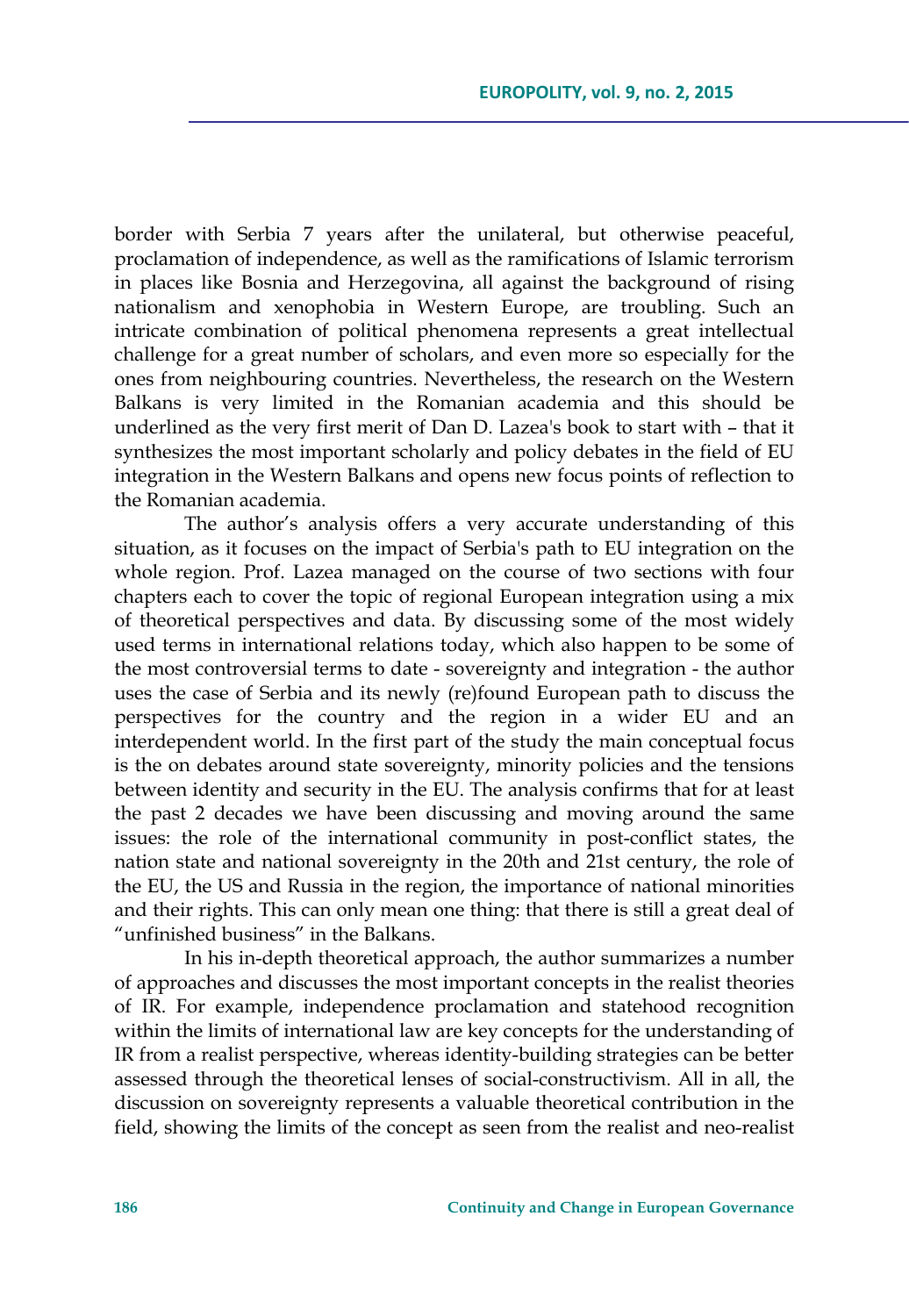border with Serbia 7 years after the unilateral, but otherwise peaceful, proclamation of independence, as well as the ramifications of Islamic terrorism in places like Bosnia and Herzegovina, all against the background of rising nationalism and xenophobia in Western Europe, are troubling. Such an intricate combination of political phenomena represents a great intellectual challenge for a great number of scholars, and even more so especially for the ones from neighbouring countries. Nevertheless, the research on the Western Balkans is very limited in the Romanian academia and this should be underlined as the very first merit of Dan D. Lazea's book to start with – that it synthesizes the most important scholarly and policy debates in the field of EU integration in the Western Balkans and opens new focus points of reflection to the Romanian academia.

The author's analysis offers a very accurate understanding of this situation, as it focuses on the impact of Serbia's path to EU integration on the whole region. Prof. Lazea managed on the course of two sections with four chapters each to cover the topic of regional European integration using a mix of theoretical perspectives and data. By discussing some of the most widely used terms in international relations today, which also happen to be some of the most controversial terms to date - sovereignty and integration - the author uses the case of Serbia and its newly (re)found European path to discuss the perspectives for the country and the region in a wider EU and an interdependent world. In the first part of the study the main conceptual focus is the on debates around state sovereignty, minority policies and the tensions between identity and security in the EU. The analysis confirms that for at least the past 2 decades we have been discussing and moving around the same issues: the role of the international community in post-conflict states, the nation state and national sovereignty in the 20th and 21st century, the role of the EU, the US and Russia in the region, the importance of national minorities and their rights. This can only mean one thing: that there is still a great deal of "unfinished business" in the Balkans.

In his in-depth theoretical approach, the author summarizes a number of approaches and discusses the most important concepts in the realist theories of IR. For example, independence proclamation and statehood recognition within the limits of international law are key concepts for the understanding of IR from a realist perspective, whereas identity-building strategies can be better assessed through the theoretical lenses of social-constructivism. All in all, the discussion on sovereignty represents a valuable theoretical contribution in the field, showing the limits of the concept as seen from the realist and neo-realist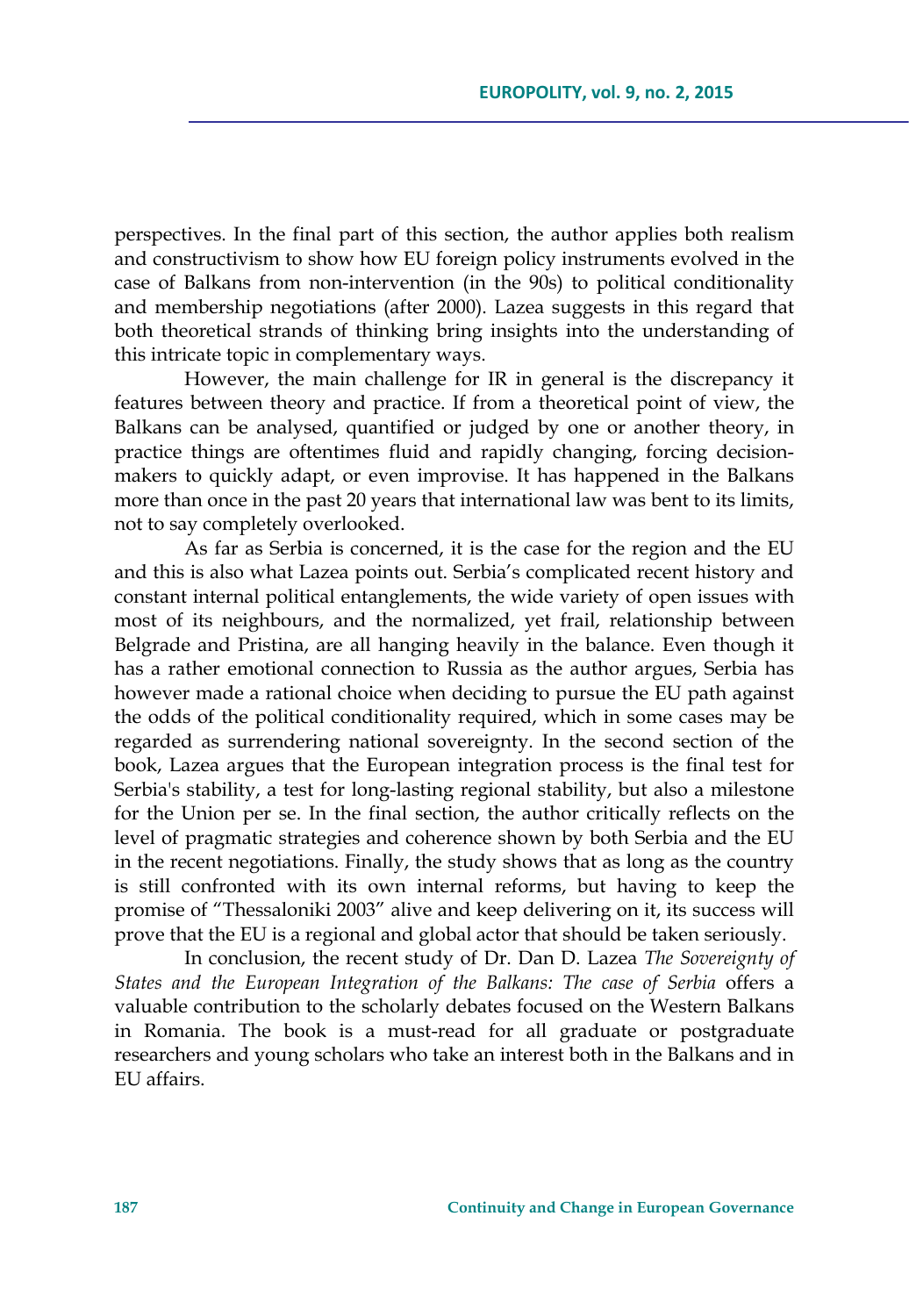perspectives. In the final part of this section, the author applies both realism and constructivism to show how EU foreign policy instruments evolved in the case of Balkans from non-intervention (in the 90s) to political conditionality and membership negotiations (after 2000). Lazea suggests in this regard that both theoretical strands of thinking bring insights into the understanding of this intricate topic in complementary ways.

However, the main challenge for IR in general is the discrepancy it features between theory and practice. If from a theoretical point of view, the Balkans can be analysed, quantified or judged by one or another theory, in practice things are oftentimes fluid and rapidly changing, forcing decision-makers to quickly adapt, or even improvise. It has happened in the Balkans more than once in the past 20 years that international law was bent to its limits, not to say completely overlooked.

As far as Serbia is concerned, it is the case for the region and the EU and this is also what Lazea points out. Serbia's complicated recent history and constant internal political entanglements, the wide variety of open issues with most of its neighbours, and the normalized, yet frail, relationship between Belgrade and Pristina, are all hanging heavily in the balance. Even though it has a rather emotional connection to Russia as the author argues, Serbia has however made a rational choice when deciding to pursue the EU path against the odds of the political conditionality required, which in some cases may be regarded as surrendering national sovereignty. In the second section of the book, Lazea argues that the European integration process is the final test for Serbia's stability, a test for long-lasting regional stability, but also a milestone for the Union per se. In the final section, the author critically reflects on the level of pragmatic strategies and coherence shown by both Serbia and the EU in the recent negotiations. Finally, the study shows that as long as the country is still confronted with its own internal reforms, but having to keep the promise of "Thessaloniki 2003" alive and keep delivering on it, its success will prove that the EU is a regional and global actor that should be taken seriously.

In conclusion, the recent study of Dr. Dan D. Lazea *The Sovereignty of States and the European Integration of the Balkans: The case of Serbia* offers a valuable contribution to the scholarly debates focused on the Western Balkans in Romania. The book is a must-read for all graduate or postgraduate researchers and young scholars who take an interest both in the Balkans and in EU affairs.